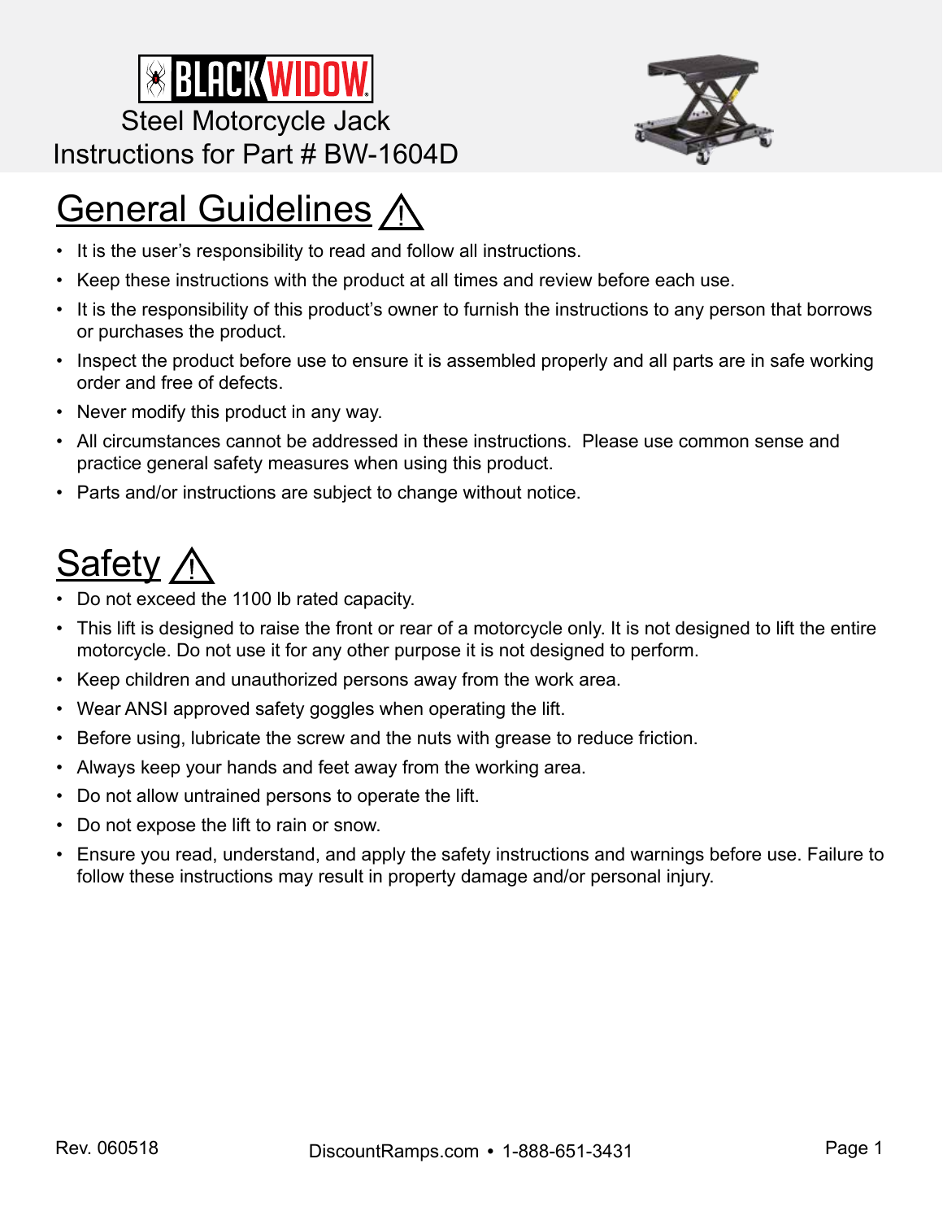# BLACK WIDOW

Steel Motorcycle Jack

Instructions for Part # BW-1604D

## General Guidelines ⚠

- It is the user's responsibility to read and follow all instructions.
- Keep these instructions with the product at all times and review before each use.
- It is the responsibility of this product's owner to furnish the instructions to any person that borrows or purchases the product.
- Inspect the product before use to ensure it is assembled properly and all parts are in safe working order and free of defects.
- Never modify this product in any way.
- All circumstances cannot be addressed in these instructions. Please use common sense and practice general safety measures when using this product.
- Parts and/or instructions are subject to change without notice.

## Safety ⚠

- Do not exceed the 1100 lb rated capacity.
- This lift is designed to raise the front or rear of a motorcycle only. It is not designed to lift the entire motorcycle. Do not use it for any other purpose it is not designed to perform.
- Keep children and unauthorized persons away from the work area.
- Wear ANSI approved safety goggles when operating the lift.
- Before using, lubricate the screw and the nuts with grease to reduce friction.
- Always keep your hands and feet away from the working area.
- Do not allow untrained persons to operate the lift.
- Do not expose the lift to rain or snow.
- Ensure you read, understand, and apply the safety instructions and warnings before use. Failure to follow these instructions may result in property damage and/or personal injury.

Rev. 060518

DiscountRamps.com • 1-888-651-3431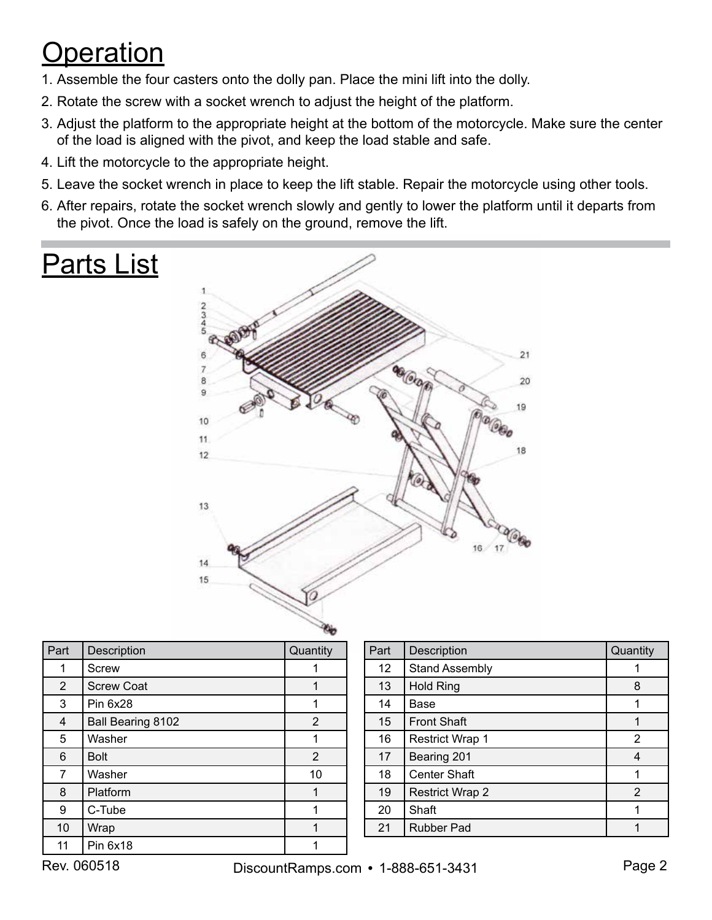# Operation

1. Assemble the four casters onto the dolly pan. Place the mini lift into the dolly.
2. Rotate the screw with a socket wrench to adjust the height of the platform.
3. Adjust the platform to the appropriate height at the bottom of the motorcycle. Make sure the center of the load is aligned with the pivot, and keep the load stable and safe.
4. Lift the motorcycle to the appropriate height.
5. Leave the socket wrench in place to keep the lift stable. Repair the motorcycle using other tools.
6. After repairs, rotate the socket wrench slowly and gently to lower the platform until it departs from the pivot. Once the load is safely on the ground, remove the lift.

# Parts List

| Part | Description | Quantity |
|---|---|---|
| 1 | Screw | 1 |
| 2 | Screw Coat | 1 |
| 3 | Pin 6x28 | 1 |
| 4 | Ball Bearing 8102 | 2 |
| 5 | Washer | 1 |
| 6 | Bolt | 2 |
| 7 | Washer | 10 |
| 8 | Platform | 1 |
| 9 | C-Tube | 1 |
| 10 | Wrap | 1 |
| 11 | Pin 6x18 | 1 |
| 12 | Stand Assembly | 1 |
| 13 | Hold Ring | 8 |
| 14 | Base | 1 |
| 15 | Front Shaft | 1 |
| 16 | Restrict Wrap 1 | 2 |
| 17 | Bearing 201 | 4 |
| 18 | Center Shaft | 1 |
| 19 | Restrict Wrap 2 | 2 |
| 20 | Shaft | 1 |
| 21 | Rubber Pad | 1 |

Rev. 060518

DiscountRamps.com • 1-888-651-3431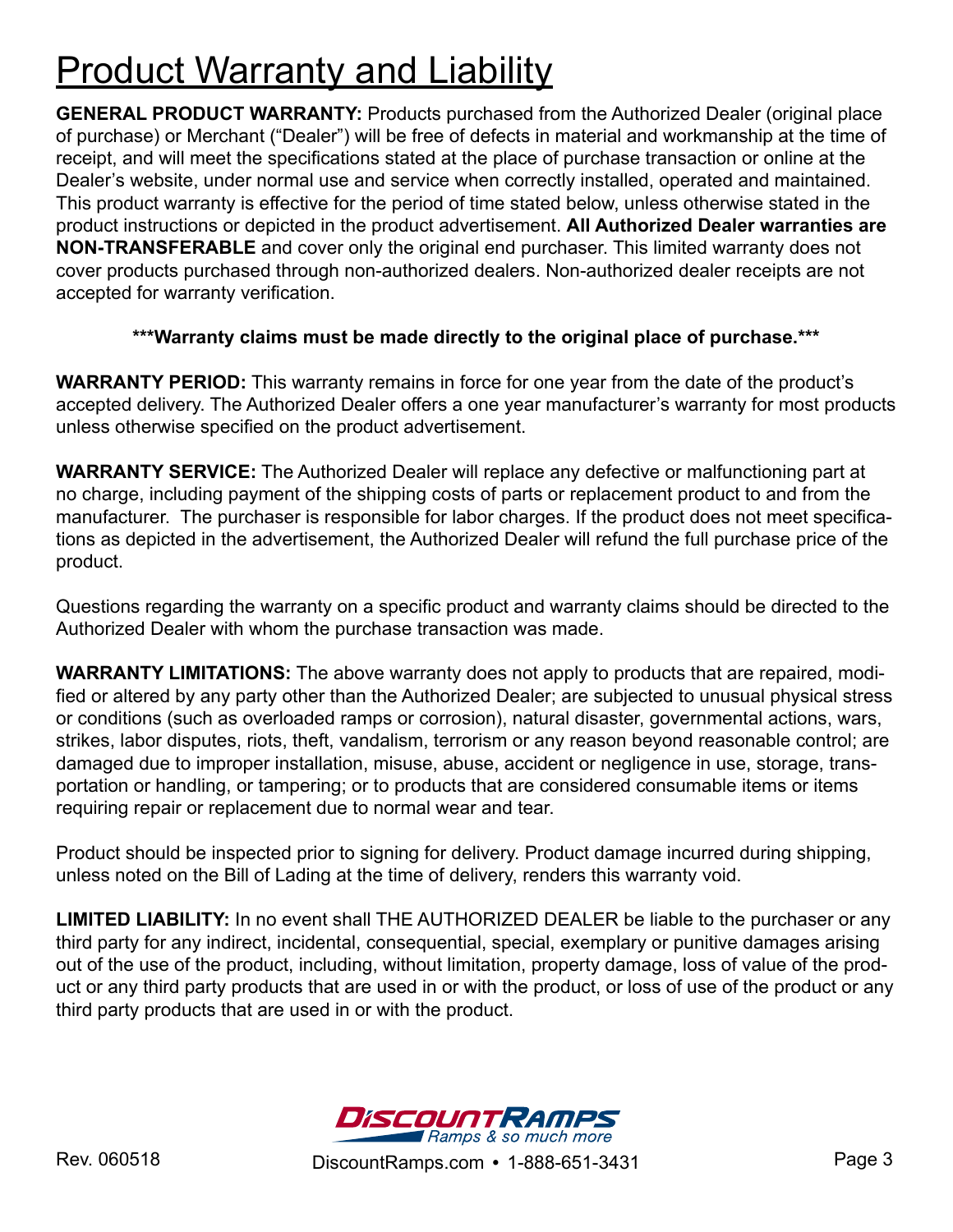# Product Warranty and Liability

**GENERAL PRODUCT WARRANTY:** Products purchased from the Authorized Dealer (original place of purchase) or Merchant ("Dealer") will be free of defects in material and workmanship at the time of receipt, and will meet the specifications stated at the place of purchase transaction or online at the Dealer's website, under normal use and service when correctly installed, operated and maintained. This product warranty is effective for the period of time stated below, unless otherwise stated in the product instructions or depicted in the product advertisement. **All Authorized Dealer warranties are NON-TRANSFERABLE** and cover only the original end purchaser. This limited warranty does not cover products purchased through non-authorized dealers. Non-authorized dealer receipts are not accepted for warranty verification.

**\*\*\*Warranty claims must be made directly to the original place of purchase.\*\*\***

**WARRANTY PERIOD:** This warranty remains in force for one year from the date of the product's accepted delivery. The Authorized Dealer offers a one year manufacturer's warranty for most products unless otherwise specified on the product advertisement.

**WARRANTY SERVICE:** The Authorized Dealer will replace any defective or malfunctioning part at no charge, including payment of the shipping costs of parts or replacement product to and from the manufacturer. The purchaser is responsible for labor charges. If the product does not meet specifications as depicted in the advertisement, the Authorized Dealer will refund the full purchase price of the product.

Questions regarding the warranty on a specific product and warranty claims should be directed to the Authorized Dealer with whom the purchase transaction was made.

**WARRANTY LIMITATIONS:** The above warranty does not apply to products that are repaired, modified or altered by any party other than the Authorized Dealer; are subjected to unusual physical stress or conditions (such as overloaded ramps or corrosion), natural disaster, governmental actions, wars, strikes, labor disputes, riots, theft, vandalism, terrorism or any reason beyond reasonable control; are damaged due to improper installation, misuse, abuse, accident or negligence in use, storage, transportation or handling, or tampering; or to products that are considered consumable items or items requiring repair or replacement due to normal wear and tear.

Product should be inspected prior to signing for delivery. Product damage incurred during shipping, unless noted on the Bill of Lading at the time of delivery, renders this warranty void.

**LIMITED LIABILITY:** In no event shall THE AUTHORIZED DEALER be liable to the purchaser or any third party for any indirect, incidental, consequential, special, exemplary or punitive damages arising out of the use of the product, including, without limitation, property damage, loss of value of the product or any third party products that are used in or with the product, or loss of use of the product or any third party products that are used in or with the product.

DISCOUNTRAMPS
Ramps & so much more

Rev. 060518

DiscountRamps.com • 1-888-651-3431